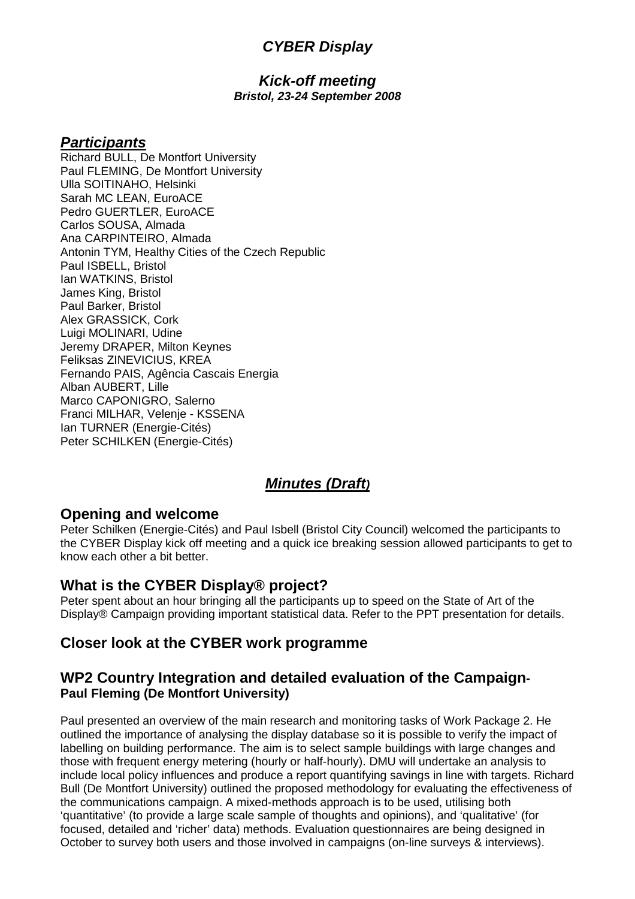# *CYBER Display*

## *Kick-off meeting*

***Bristol, 23-24 September 2008***

## ***Participants***

Richard BULL, De Montfort University
Paul FLEMING, De Montfort University
Ulla SOITINAHO, Helsinki
Sarah MC LEAN, EuroACE
Pedro GUERTLER, EuroACE
Carlos SOUSA, Almada
Ana CARPINTEIRO, Almada
Antonin TYM, Healthy Cities of the Czech Republic
Paul ISBELL, Bristol
Ian WATKINS, Bristol
James King, Bristol
Paul Barker, Bristol
Alex GRASSICK, Cork
Luigi MOLINARI, Udine
Jeremy DRAPER, Milton Keynes
Feliksas ZINEVICIUS, KREA
Fernando PAIS, Agência Cascais Energia
Alban AUBERT, Lille
Marco CAPONIGRO, Salerno
Franci MILHAR, Velenje - KSSENA
Ian TURNER (Energie-Cités)
Peter SCHILKEN (Energie-Cités)

## ***Minutes (Draft)***

## Opening and welcome

Peter Schilken (Energie-Cités) and Paul Isbell (Bristol City Council) welcomed the participants to the CYBER Display kick off meeting and a quick ice breaking session allowed participants to get to know each other a bit better.

## What is the CYBER Display® project?

Peter spent about an hour bringing all the participants up to speed on the State of Art of the Display® Campaign providing important statistical data. Refer to the PPT presentation for details.

## Closer look at the CYBER work programme

## WP2 Country Integration and detailed evaluation of the Campaign- **Paul Fleming (De Montfort University)**

Paul presented an overview of the main research and monitoring tasks of Work Package 2. He outlined the importance of analysing the display database so it is possible to verify the impact of labelling on building performance. The aim is to select sample buildings with large changes and those with frequent energy metering (hourly or half-hourly). DMU will undertake an analysis to include local policy influences and produce a report quantifying savings in line with targets. Richard Bull (De Montfort University) outlined the proposed methodology for evaluating the effectiveness of the communications campaign. A mixed-methods approach is to be used, utilising both 'quantitative' (to provide a large scale sample of thoughts and opinions), and 'qualitative' (for focused, detailed and 'richer' data) methods. Evaluation questionnaires are being designed in October to survey both users and those involved in campaigns (on-line surveys & interviews).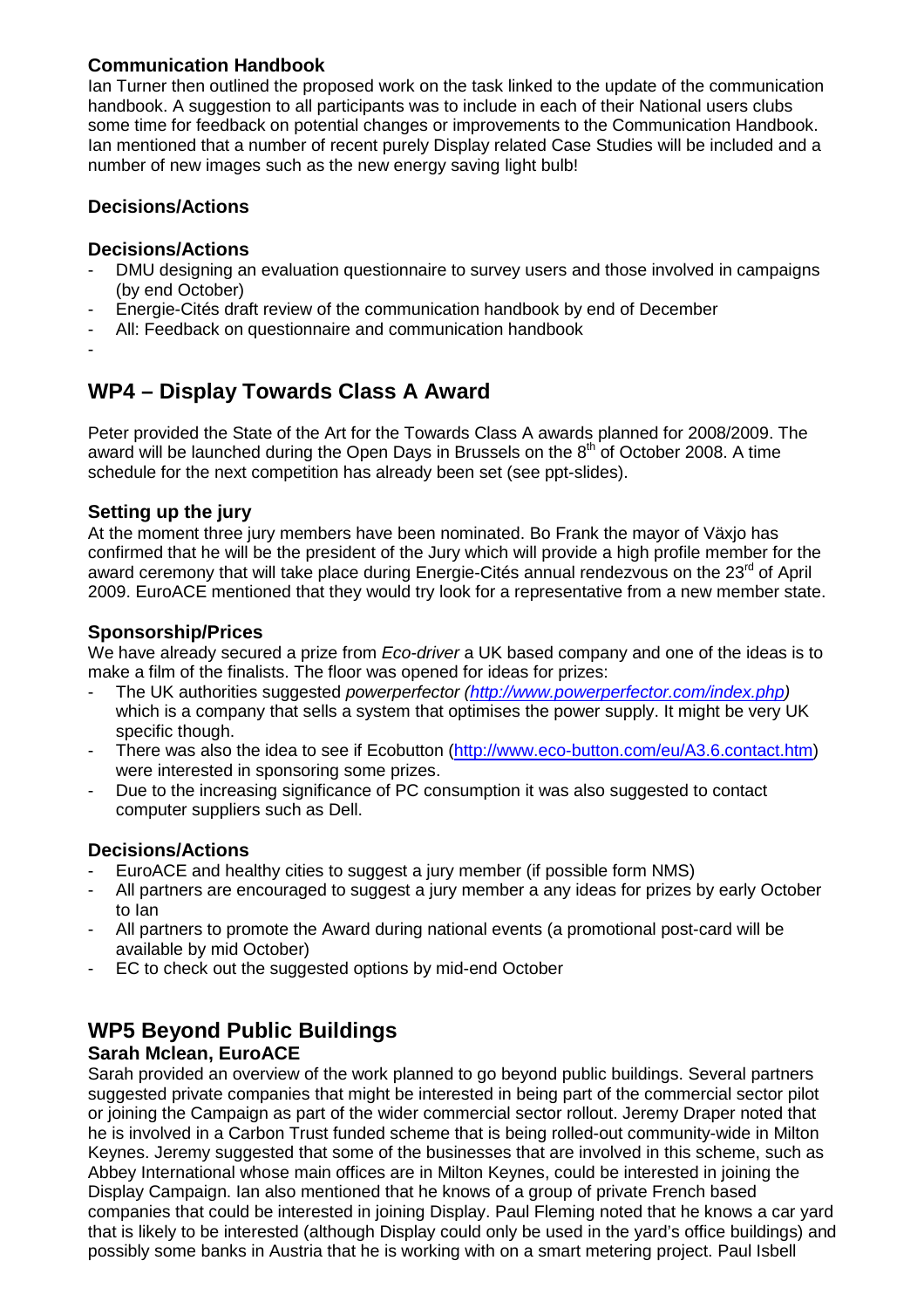### Communication Handbook

Ian Turner then outlined the proposed work on the task linked to the update of the communication handbook. A suggestion to all participants was to include in each of their National users clubs some time for feedback on potential changes or improvements to the Communication Handbook. Ian mentioned that a number of recent purely Display related Case Studies will be included and a number of new images such as the new energy saving light bulb!

### Decisions/Actions

### Decisions/Actions

- DMU designing an evaluation questionnaire to survey users and those involved in campaigns (by end October)
- Energie-Cités draft review of the communication handbook by end of December
- All: Feedback on questionnaire and communication handbook
-

## WP4 – Display Towards Class A Award

Peter provided the State of the Art for the Towards Class A awards planned for 2008/2009. The award will be launched during the Open Days in Brussels on the 8th of October 2008. A time schedule for the next competition has already been set (see ppt-slides).

### Setting up the jury

At the moment three jury members have been nominated. Bo Frank the mayor of Växjo has confirmed that he will be the president of the Jury which will provide a high profile member for the award ceremony that will take place during Energie-Cités annual rendezvous on the 23rd of April 2009. EuroACE mentioned that they would try look for a representative from a new member state.

### Sponsorship/Prices

We have already secured a prize from *Eco-driver* a UK based company and one of the ideas is to make a film of the finalists. The floor was opened for ideas for prizes:

- The UK authorities suggested *powerperfector (http://www.powerperfector.com/index.php)* which is a company that sells a system that optimises the power supply. It might be very UK specific though.
- There was also the idea to see if Ecobutton (http://www.eco-button.com/eu/A3.6.contact.htm) were interested in sponsoring some prizes.
- Due to the increasing significance of PC consumption it was also suggested to contact computer suppliers such as Dell.

### Decisions/Actions

- EuroACE and healthy cities to suggest a jury member (if possible form NMS)
- All partners are encouraged to suggest a jury member a any ideas for prizes by early October to Ian
- All partners to promote the Award during national events (a promotional post-card will be available by mid October)
- EC to check out the suggested options by mid-end October

## WP5 Beyond Public Buildings

### Sarah Mclean, EuroACE

Sarah provided an overview of the work planned to go beyond public buildings. Several partners suggested private companies that might be interested in being part of the commercial sector pilot or joining the Campaign as part of the wider commercial sector rollout. Jeremy Draper noted that he is involved in a Carbon Trust funded scheme that is being rolled-out community-wide in Milton Keynes. Jeremy suggested that some of the businesses that are involved in this scheme, such as Abbey International whose main offices are in Milton Keynes, could be interested in joining the Display Campaign. Ian also mentioned that he knows of a group of private French based companies that could be interested in joining Display. Paul Fleming noted that he knows a car yard that is likely to be interested (although Display could only be used in the yard's office buildings) and possibly some banks in Austria that he is working with on a smart metering project. Paul Isbell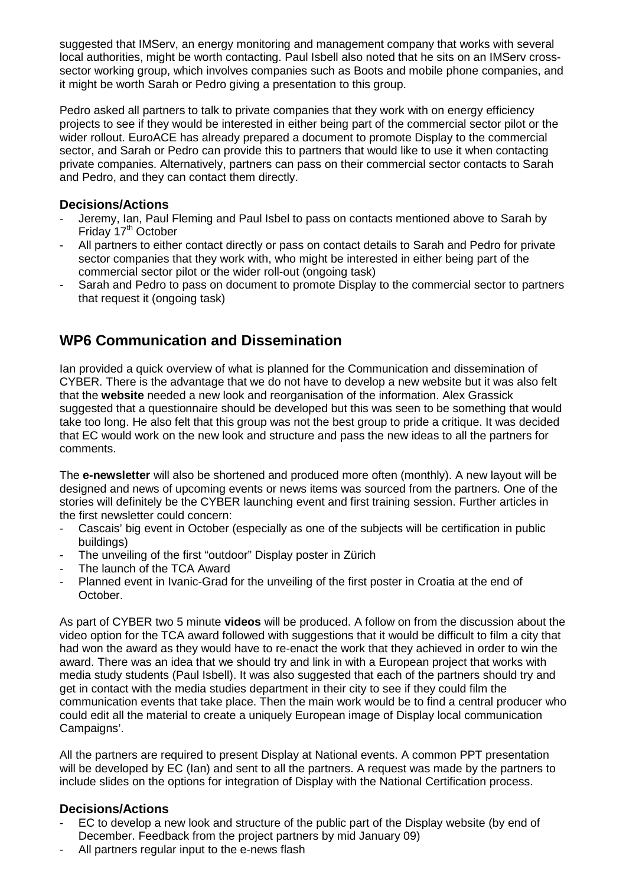suggested that IMServ, an energy monitoring and management company that works with several local authorities, might be worth contacting. Paul Isbell also noted that he sits on an IMServ cross-sector working group, which involves companies such as Boots and mobile phone companies, and it might be worth Sarah or Pedro giving a presentation to this group.

Pedro asked all partners to talk to private companies that they work with on energy efficiency projects to see if they would be interested in either being part of the commercial sector pilot or the wider rollout. EuroACE has already prepared a document to promote Display to the commercial sector, and Sarah or Pedro can provide this to partners that would like to use it when contacting private companies. Alternatively, partners can pass on their commercial sector contacts to Sarah and Pedro, and they can contact them directly.

### Decisions/Actions

- Jeremy, Ian, Paul Fleming and Paul Isbel to pass on contacts mentioned above to Sarah by Friday 17th October
- All partners to either contact directly or pass on contact details to Sarah and Pedro for private sector companies that they work with, who might be interested in either being part of the commercial sector pilot or the wider roll-out (ongoing task)
- Sarah and Pedro to pass on document to promote Display to the commercial sector to partners that request it (ongoing task)

## WP6 Communication and Dissemination

Ian provided a quick overview of what is planned for the Communication and dissemination of CYBER. There is the advantage that we do not have to develop a new website but it was also felt that the **website** needed a new look and reorganisation of the information. Alex Grassick suggested that a questionnaire should be developed but this was seen to be something that would take too long. He also felt that this group was not the best group to pride a critique. It was decided that EC would work on the new look and structure and pass the new ideas to all the partners for comments.

The **e-newsletter** will also be shortened and produced more often (monthly). A new layout will be designed and news of upcoming events or news items was sourced from the partners. One of the stories will definitely be the CYBER launching event and first training session. Further articles in the first newsletter could concern:

- Cascais' big event in October (especially as one of the subjects will be certification in public buildings)
- The unveiling of the first "outdoor" Display poster in Zürich
- The launch of the TCA Award
- Planned event in Ivanic-Grad for the unveiling of the first poster in Croatia at the end of October.

As part of CYBER two 5 minute **videos** will be produced. A follow on from the discussion about the video option for the TCA award followed with suggestions that it would be difficult to film a city that had won the award as they would have to re-enact the work that they achieved in order to win the award. There was an idea that we should try and link in with a European project that works with media study students (Paul Isbell). It was also suggested that each of the partners should try and get in contact with the media studies department in their city to see if they could film the communication events that take place. Then the main work would be to find a central producer who could edit all the material to create a uniquely European image of Display local communication Campaigns'.

All the partners are required to present Display at National events. A common PPT presentation will be developed by EC (Ian) and sent to all the partners. A request was made by the partners to include slides on the options for integration of Display with the National Certification process.

### Decisions/Actions

- EC to develop a new look and structure of the public part of the Display website (by end of December. Feedback from the project partners by mid January 09)
- All partners regular input to the e-news flash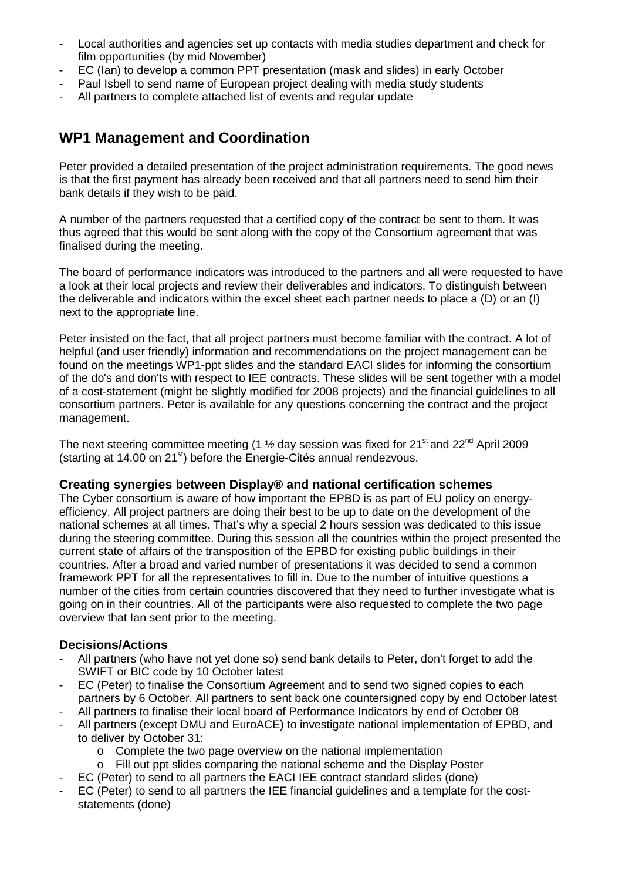- Local authorities and agencies set up contacts with media studies department and check for film opportunities (by mid November)
- EC (Ian) to develop a common PPT presentation (mask and slides) in early October
- Paul Isbell to send name of European project dealing with media study students
- All partners to complete attached list of events and regular update

## WP1 Management and Coordination

Peter provided a detailed presentation of the project administration requirements. The good news is that the first payment has already been received and that all partners need to send him their bank details if they wish to be paid.

A number of the partners requested that a certified copy of the contract be sent to them. It was thus agreed that this would be sent along with the copy of the Consortium agreement that was finalised during the meeting.

The board of performance indicators was introduced to the partners and all were requested to have a look at their local projects and review their deliverables and indicators. To distinguish between the deliverable and indicators within the excel sheet each partner needs to place a (D) or an (I) next to the appropriate line.

Peter insisted on the fact, that all project partners must become familiar with the contract. A lot of helpful (and user friendly) information and recommendations on the project management can be found on the meetings WP1-ppt slides and the standard EACI slides for informing the consortium of the do's and don'ts with respect to IEE contracts. These slides will be sent together with a model of a cost-statement (might be slightly modified for 2008 projects) and the financial guidelines to all consortium partners. Peter is available for any questions concerning the contract and the project management.

The next steering committee meeting (1 ½ day session was fixed for 21st and 22nd April 2009 (starting at 14.00 on 21st) before the Energie-Cités annual rendezvous.

### Creating synergies between Display® and national certification schemes

The Cyber consortium is aware of how important the EPBD is as part of EU policy on energy-efficiency. All project partners are doing their best to be up to date on the development of the national schemes at all times. That's why a special 2 hours session was dedicated to this issue during the steering committee. During this session all the countries within the project presented the current state of affairs of the transposition of the EPBD for existing public buildings in their countries. After a broad and varied number of presentations it was decided to send a common framework PPT for all the representatives to fill in. Due to the number of intuitive questions a number of the cities from certain countries discovered that they need to further investigate what is going on in their countries. All of the participants were also requested to complete the two page overview that Ian sent prior to the meeting.

### Decisions/Actions

- All partners (who have not yet done so) send bank details to Peter, don't forget to add the SWIFT or BIC code by 10 October latest
- EC (Peter) to finalise the Consortium Agreement and to send two signed copies to each partners by 6 October. All partners to sent back one countersigned copy by end October latest
- All partners to finalise their local board of Performance Indicators by end of October 08
- All partners (except DMU and EuroACE) to investigate national implementation of EPBD, and to deliver by October 31:
    - Complete the two page overview on the national implementation
    - Fill out ppt slides comparing the national scheme and the Display Poster
- EC (Peter) to send to all partners the EACI IEE contract standard slides (done)
- EC (Peter) to send to all partners the IEE financial guidelines and a template for the cost-statements (done)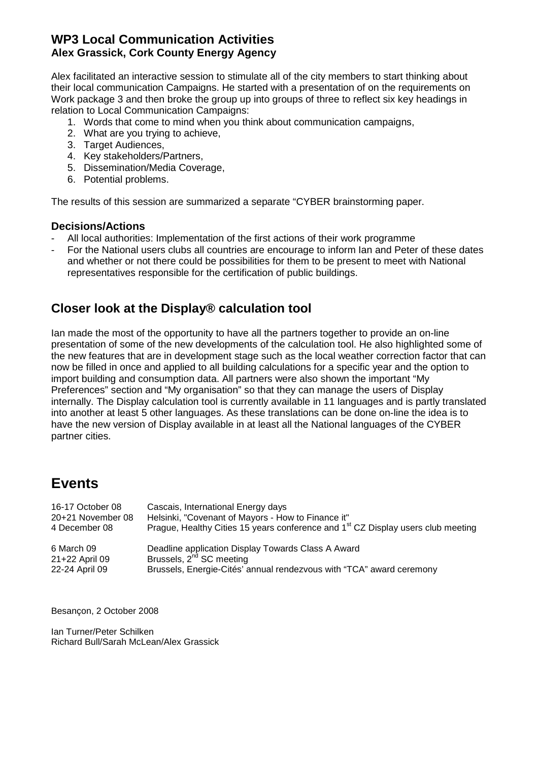### WP3 Local Communication Activities
#### Alex Grassick, Cork County Energy Agency

Alex facilitated an interactive session to stimulate all of the city members to start thinking about their local communication Campaigns. He started with a presentation of on the requirements on Work package 3 and then broke the group up into groups of three to reflect six key headings in relation to Local Communication Campaigns:

1. Words that come to mind when you think about communication campaigns,
2. What are you trying to achieve,
3. Target Audiences,
4. Key stakeholders/Partners,
5. Dissemination/Media Coverage,
6. Potential problems.

The results of this session are summarized a separate "CYBER brainstorming paper.

#### Decisions/Actions

- All local authorities: Implementation of the first actions of their work programme
- For the National users clubs all countries are encourage to inform Ian and Peter of these dates and whether or not there could be possibilities for them to be present to meet with National representatives responsible for the certification of public buildings.

## Closer look at the Display® calculation tool

Ian made the most of the opportunity to have all the partners together to provide an on-line presentation of some of the new developments of the calculation tool. He also highlighted some of the new features that are in development stage such as the local weather correction factor that can now be filled in once and applied to all building calculations for a specific year and the option to import building and consumption data. All partners were also shown the important "My Preferences" section and "My organisation" so that they can manage the users of Display internally. The Display calculation tool is currently available in 11 languages and is partly translated into another at least 5 other languages. As these translations can be done on-line the idea is to have the new version of Display available in at least all the National languages of the CYBER partner cities.

# Events

| | |
|---|---|
| 16-17 October 08 | Cascais, International Energy days |
| 20+21 November 08 | Helsinki, "Covenant of Mayors - How to Finance it" |
| 4 December 08 | Prague, Healthy Cities 15 years conference and 1st CZ Display users club meeting |
| 6 March 09 | Deadline application Display Towards Class A Award |
| 21+22 April 09 | Brussels, 2nd SC meeting |
| 22-24 April 09 | Brussels, Energie-Cités' annual rendezvous with "TCA" award ceremony |

Besançon, 2 October 2008

Ian Turner/Peter Schilken
Richard Bull/Sarah McLean/Alex Grassick